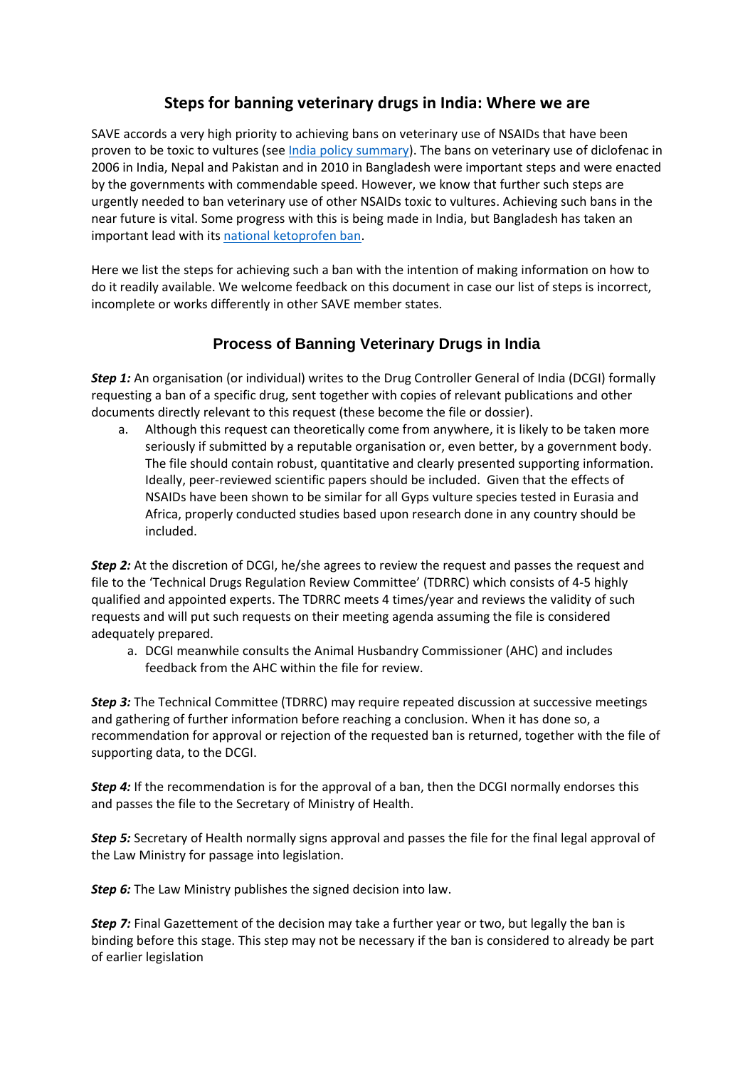# Steps for banning veterinary drugs in India: Where we are

SAVE accords a very high priority to achieving bans on veterinary use of NSAIDs that have been proven to be toxic to vultures (see India policy summary). The bans on veterinary use of diclofenac in 2006 in India, Nepal and Pakistan and in 2010 in Bangladesh were important steps and were enacted by the governments with commendable speed. However, we know that further such steps are urgently needed to ban veterinary use of other NSAIDs toxic to vultures. Achieving such bans in the near future is vital. Some progress with this is being made in India, but Bangladesh has taken an important lead with its national ketoprofen ban.

Here we list the steps for achieving such a ban with the intention of making information on how to do it readily available. We welcome feedback on this document in case our list of steps is incorrect, incomplete or works differently in other SAVE member states.

## Process of Banning Veterinary Drugs in India

***Step 1:*** An organisation (or individual) writes to the Drug Controller General of India (DCGI) formally requesting a ban of a specific drug, sent together with copies of relevant publications and other documents directly relevant to this request (these become the file or dossier).

a. Although this request can theoretically come from anywhere, it is likely to be taken more seriously if submitted by a reputable organisation or, even better, by a government body. The file should contain robust, quantitative and clearly presented supporting information. Ideally, peer-reviewed scientific papers should be included. Given that the effects of NSAIDs have been shown to be similar for all Gyps vulture species tested in Eurasia and Africa, properly conducted studies based upon research done in any country should be included.

***Step 2:*** At the discretion of DCGI, he/she agrees to review the request and passes the request and file to the 'Technical Drugs Regulation Review Committee' (TDRRC) which consists of 4-5 highly qualified and appointed experts. The TDRRC meets 4 times/year and reviews the validity of such requests and will put such requests on their meeting agenda assuming the file is considered adequately prepared.

a. DCGI meanwhile consults the Animal Husbandry Commissioner (AHC) and includes feedback from the AHC within the file for review.

***Step 3:*** The Technical Committee (TDRRC) may require repeated discussion at successive meetings and gathering of further information before reaching a conclusion. When it has done so, a recommendation for approval or rejection of the requested ban is returned, together with the file of supporting data, to the DCGI.

***Step 4:*** If the recommendation is for the approval of a ban, then the DCGI normally endorses this and passes the file to the Secretary of Ministry of Health.

***Step 5:*** Secretary of Health normally signs approval and passes the file for the final legal approval of the Law Ministry for passage into legislation.

***Step 6:*** The Law Ministry publishes the signed decision into law.

***Step 7:*** Final Gazettement of the decision may take a further year or two, but legally the ban is binding before this stage. This step may not be necessary if the ban is considered to already be part of earlier legislation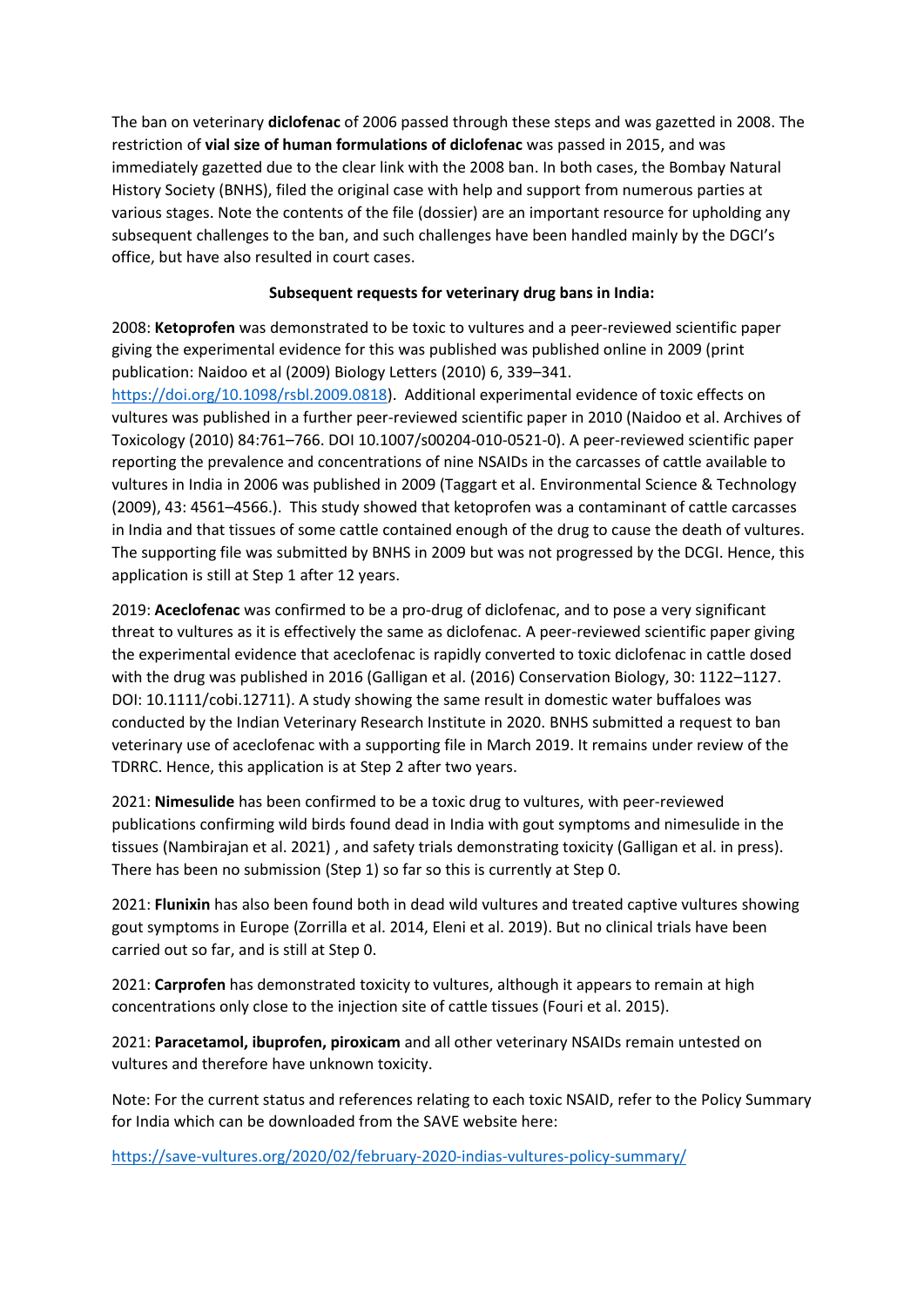The ban on veterinary **diclofenac** of 2006 passed through these steps and was gazetted in 2008. The restriction of **vial size of human formulations of diclofenac** was passed in 2015, and was immediately gazetted due to the clear link with the 2008 ban. In both cases, the Bombay Natural History Society (BNHS), filed the original case with help and support from numerous parties at various stages. Note the contents of the file (dossier) are an important resource for upholding any subsequent challenges to the ban, and such challenges have been handled mainly by the DGCI's office, but have also resulted in court cases.

**Subsequent requests for veterinary drug bans in India:**

2008: **Ketoprofen** was demonstrated to be toxic to vultures and a peer-reviewed scientific paper giving the experimental evidence for this was published was published online in 2009 (print publication: Naidoo et al (2009) Biology Letters (2010) 6, 339–341. https://doi.org/10.1098/rsbl.2009.0818). Additional experimental evidence of toxic effects on vultures was published in a further peer-reviewed scientific paper in 2010 (Naidoo et al. Archives of Toxicology (2010) 84:761–766. DOI 10.1007/s00204-010-0521-0). A peer-reviewed scientific paper reporting the prevalence and concentrations of nine NSAIDs in the carcasses of cattle available to vultures in India in 2006 was published in 2009 (Taggart et al. Environmental Science & Technology (2009), 43: 4561–4566.). This study showed that ketoprofen was a contaminant of cattle carcasses in India and that tissues of some cattle contained enough of the drug to cause the death of vultures. The supporting file was submitted by BNHS in 2009 but was not progressed by the DCGI. Hence, this application is still at Step 1 after 12 years.

2019: **Aceclofenac** was confirmed to be a pro-drug of diclofenac, and to pose a very significant threat to vultures as it is effectively the same as diclofenac. A peer-reviewed scientific paper giving the experimental evidence that aceclofenac is rapidly converted to toxic diclofenac in cattle dosed with the drug was published in 2016 (Galligan et al. (2016) Conservation Biology, 30: 1122–1127. DOI: 10.1111/cobi.12711). A study showing the same result in domestic water buffaloes was conducted by the Indian Veterinary Research Institute in 2020. BNHS submitted a request to ban veterinary use of aceclofenac with a supporting file in March 2019. It remains under review of the TDRRC. Hence, this application is at Step 2 after two years.

2021: **Nimesulide** has been confirmed to be a toxic drug to vultures, with peer-reviewed publications confirming wild birds found dead in India with gout symptoms and nimesulide in the tissues (Nambirajan et al. 2021) , and safety trials demonstrating toxicity (Galligan et al. in press). There has been no submission (Step 1) so far so this is currently at Step 0.

2021: **Flunixin** has also been found both in dead wild vultures and treated captive vultures showing gout symptoms in Europe (Zorrilla et al. 2014, Eleni et al. 2019). But no clinical trials have been carried out so far, and is still at Step 0.

2021: **Carprofen** has demonstrated toxicity to vultures, although it appears to remain at high concentrations only close to the injection site of cattle tissues (Fouri et al. 2015).

2021: **Paracetamol, ibuprofen, piroxicam** and all other veterinary NSAIDs remain untested on vultures and therefore have unknown toxicity.

Note: For the current status and references relating to each toxic NSAID, refer to the Policy Summary for India which can be downloaded from the SAVE website here:

https://save-vultures.org/2020/02/february-2020-indias-vultures-policy-summary/